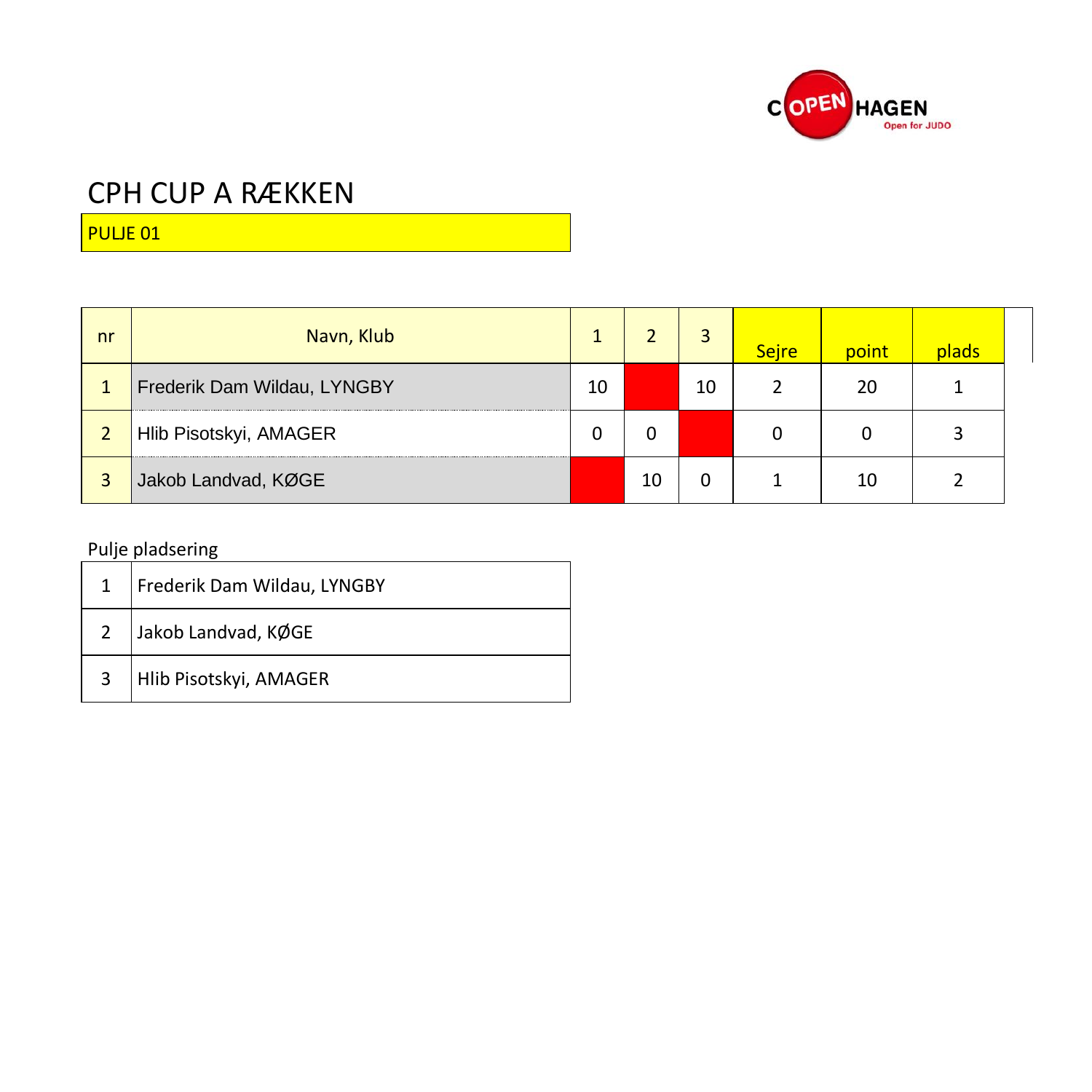# CPH CUP A RÆKKEN

PULJE 01

| nr | Navn, Klub | 1 | 2 | 3 | Sejre | point | plads |
|---|---|---|---|---|---|---|---|
| 1 | Frederik Dam Wildau, LYNGBY | 10 | | 10 | 2 | 20 | 1 |
| 2 | Hlib Pisotskyi, AMAGER | 0 | 0 | | 0 | 0 | 3 |
| 3 | Jakob Landvad, KØGE | | 10 | 0 | 1 | 10 | 2 |

Pulje pladsering

| | |
|---|---|
| 1 | Frederik Dam Wildau, LYNGBY |
| 2 | Jakob Landvad, KØGE |
| 3 | Hlib Pisotskyi, AMAGER |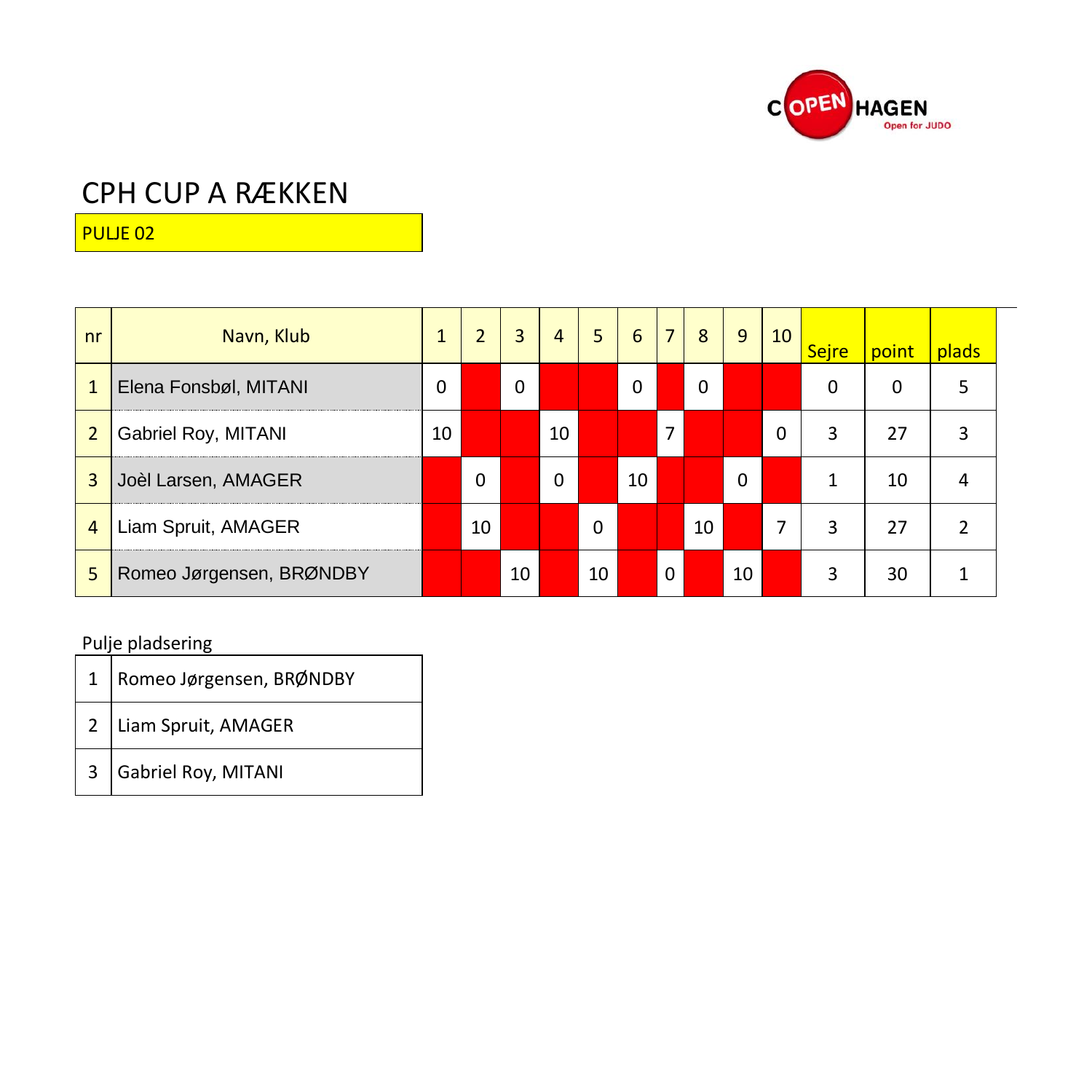# CPH CUP A RÆKKEN

PULJE 02

| nr | Navn, Klub | 1 | 2 | 3 | 4 | 5 | 6 | 7 | 8 | 9 | 10 | Sejre | point | plads |
|---|---|---|---|---|---|---|---|---|---|---|---|---|---|---|
| 1 | Elena Fonsbøl, MITANI | 0 | | 0 | | | 0 | | 0 | | | 0 | 0 | 5 |
| 2 | Gabriel Roy, MITANI | 10 | | | 10 | | | 7 | | | 0 | 3 | 27 | 3 |
| 3 | Joèl Larsen, AMAGER | | 0 | | 0 | | 10 | | | 0 | | 1 | 10 | 4 |
| 4 | Liam Spruit, AMAGER | | 10 | | | 0 | | | 10 | | 7 | 3 | 27 | 2 |
| 5 | Romeo Jørgensen, BRØNDBY | | | 10 | | 10 | | 0 | | 10 | | 3 | 30 | 1 |

Pulje pladsering

| | |
|---|---|
| 1 | Romeo Jørgensen, BRØNDBY |
| 2 | Liam Spruit, AMAGER |
| 3 | Gabriel Roy, MITANI |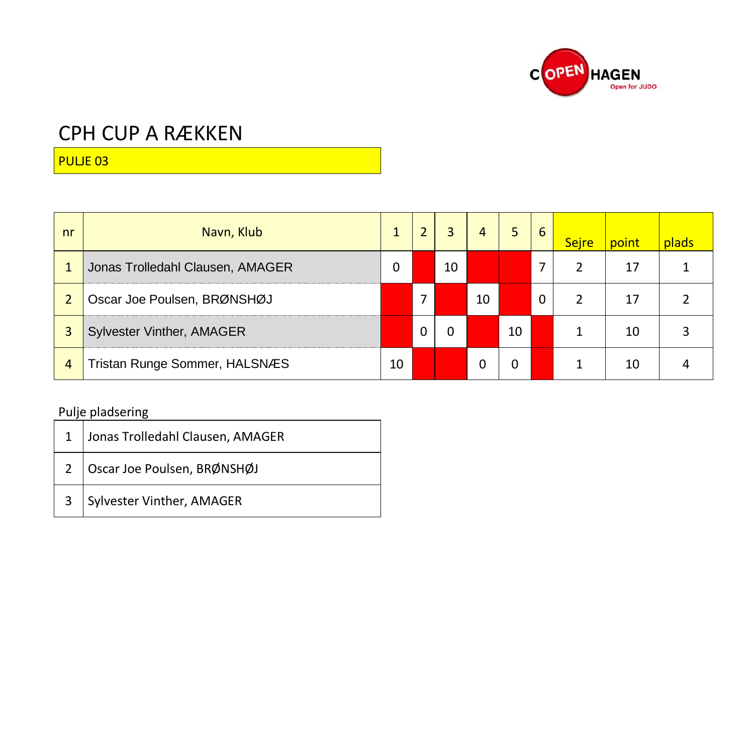# CPH CUP A RÆKKEN

PULJE 03

| nr | Navn, Klub | 1 | 2 | 3 | 4 | 5 | 6 | Sejre | point | plads |
|---|---|---|---|---|---|---|---|---|---|---|
| 1 | Jonas Trolledahl Clausen, AMAGER | 0 | | 10 | | | 7 | 2 | 17 | 1 |
| 2 | Oscar Joe Poulsen, BRØNSHØJ | | 7 | | 10 | | 0 | 2 | 17 | 2 |
| 3 | Sylvester Vinther, AMAGER | | 0 | 0 | | 10 | | 1 | 10 | 3 |
| 4 | Tristan Runge Sommer, HALSNÆS | 10 | | | 0 | 0 | | 1 | 10 | 4 |

Pulje pladsering

| | |
|---|---|
| 1 | Jonas Trolledahl Clausen, AMAGER |
| 2 | Oscar Joe Poulsen, BRØNSHØJ |
| 3 | Sylvester Vinther, AMAGER |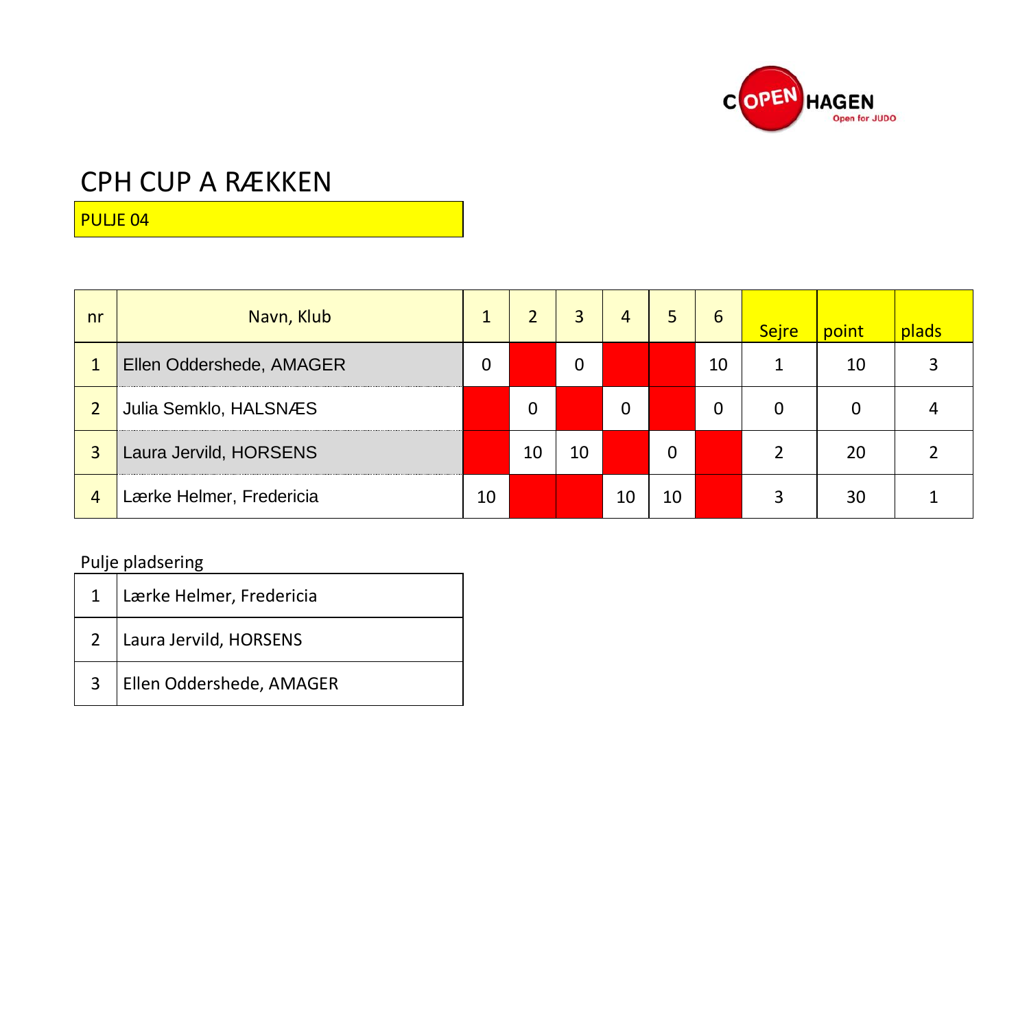# CPH CUP A RÆKKEN

PULJE 04

| nr | Navn, Klub | 1 | 2 | 3 | 4 | 5 | 6 | Sejre | point | plads |
|---|---|---|---|---|---|---|---|---|---|---|
| 1 | Ellen Oddershede, AMAGER | 0 | | 0 | | | 10 | 1 | 10 | 3 |
| 2 | Julia Semklo, HALSNÆS | | 0 | | 0 | | 0 | 0 | 0 | 4 |
| 3 | Laura Jervild, HORSENS | | 10 | 10 | | 0 | | 2 | 20 | 2 |
| 4 | Lærke Helmer, Fredericia | 10 | | | 10 | 10 | | 3 | 30 | 1 |

Pulje pladsering

| | |
|---|---|
| 1 | Lærke Helmer, Fredericia |
| 2 | Laura Jervild, HORSENS |
| 3 | Ellen Oddershede, AMAGER |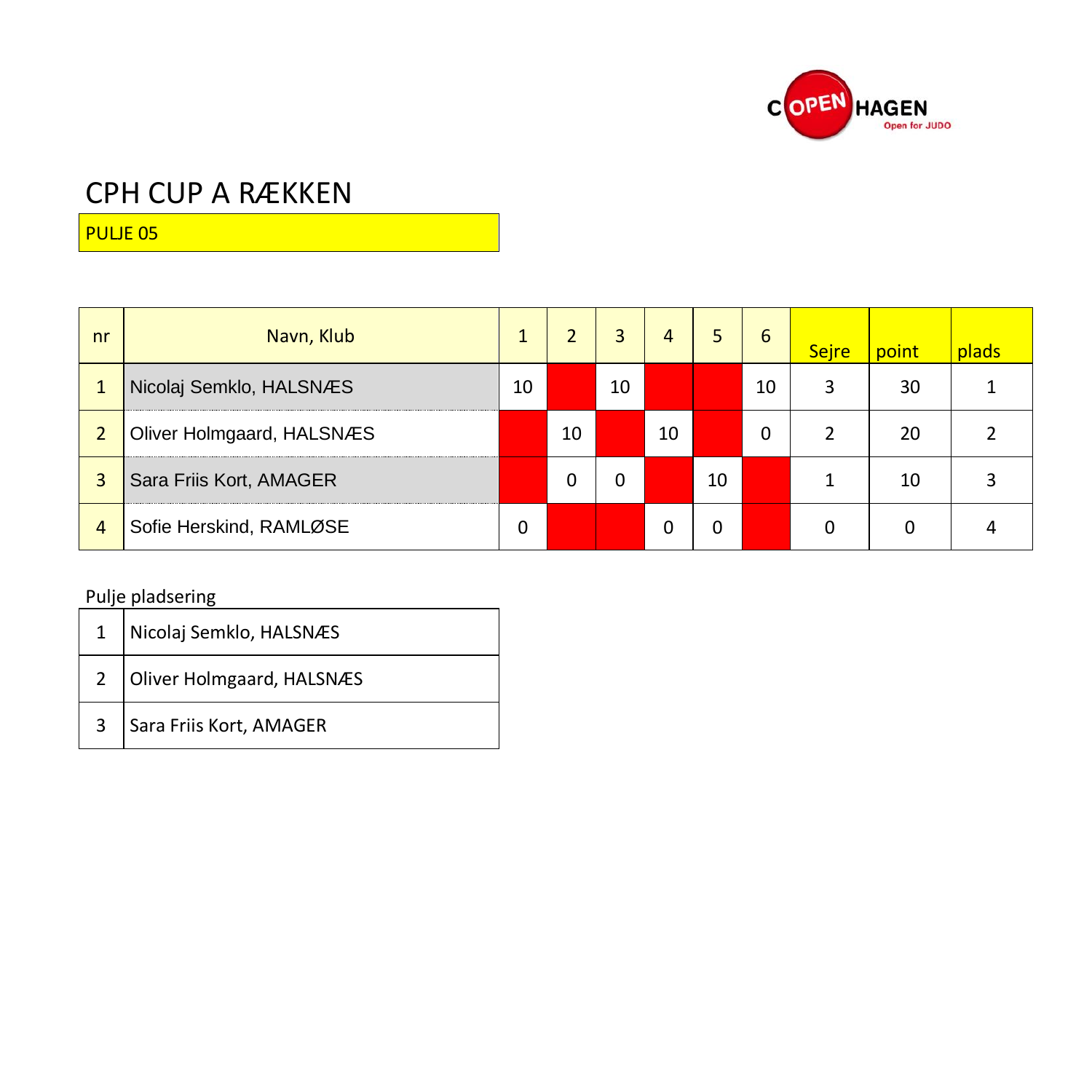# CPH CUP A RÆKKEN

PULJE 05

| nr | Navn, Klub | 1 | 2 | 3 | 4 | 5 | 6 | Sejre | point | plads |
|---|---|---|---|---|---|---|---|---|---|---|
| 1 | Nicolaj Semklo, HALSNÆS | 10 | | 10 | | | 10 | 3 | 30 | 1 |
| 2 | Oliver Holmgaard, HALSNÆS | | 10 | | 10 | | 0 | 2 | 20 | 2 |
| 3 | Sara Friis Kort, AMAGER | | 0 | 0 | | 10 | | 1 | 10 | 3 |
| 4 | Sofie Herskind, RAMLØSE | 0 | | | 0 | 0 | | 0 | 0 | 4 |

Pulje pladsering

| | |
|---|---|
| 1 | Nicolaj Semklo, HALSNÆS |
| 2 | Oliver Holmgaard, HALSNÆS |
| 3 | Sara Friis Kort, AMAGER |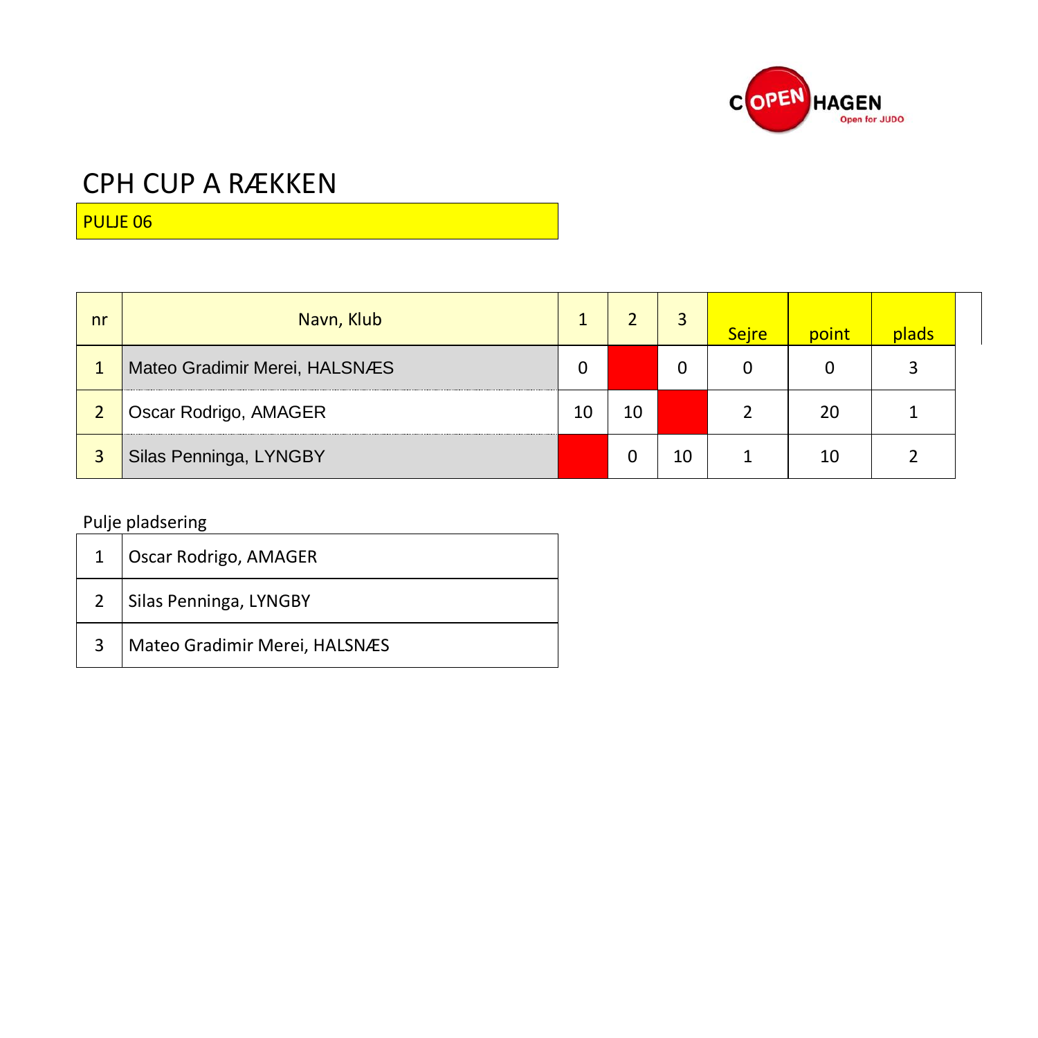# CPH CUP A RÆKKEN

PULJE 06

| nr | Navn, Klub | 1 | 2 | 3 | Sejre | point | plads |
|---|---|---|---|---|---|---|---|
| 1 | Mateo Gradimir Merei, HALSNÆS | 0 | | 0 | 0 | 0 | 3 |
| 2 | Oscar Rodrigo, AMAGER | 10 | 10 | | 2 | 20 | 1 |
| 3 | Silas Penninga, LYNGBY | | 0 | 10 | 1 | 10 | 2 |

Pulje pladsering

| | |
|---|---|
| 1 | Oscar Rodrigo, AMAGER |
| 2 | Silas Penninga, LYNGBY |
| 3 | Mateo Gradimir Merei, HALSNÆS |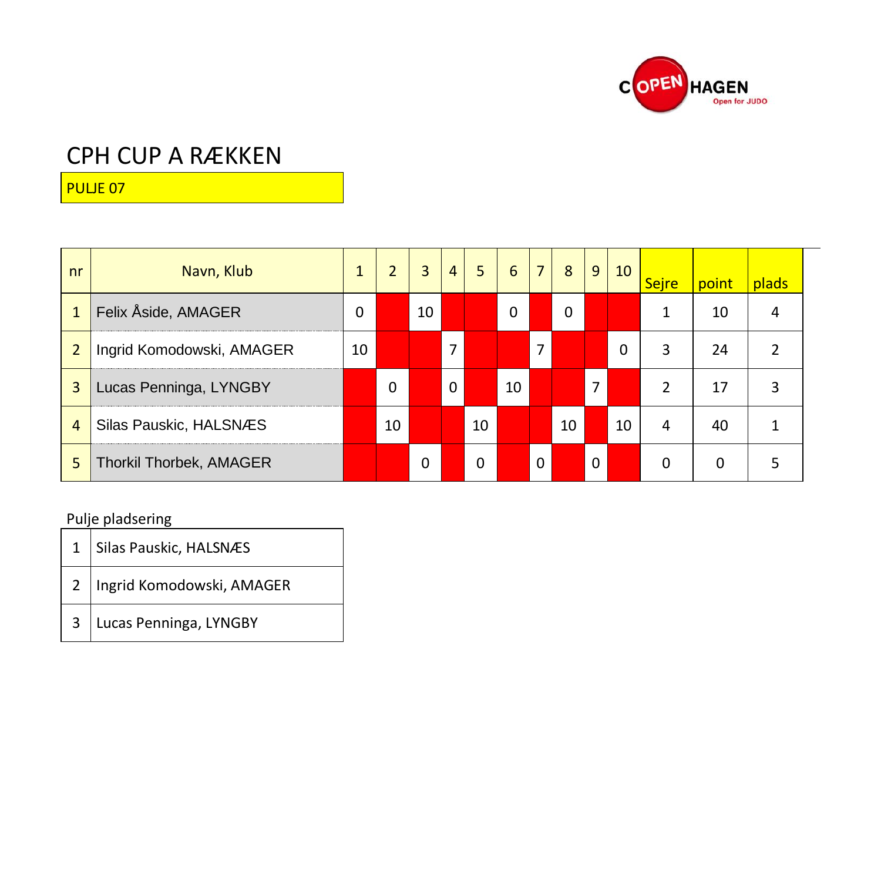# CPH CUP A RÆKKEN

PULJE 07

| nr | Navn, Klub | 1 | 2 | 3 | 4 | 5 | 6 | 7 | 8 | 9 | 10 | Sejre | point | plads |
|---|---|---|---|---|---|---|---|---|---|---|---|---|---|---|
| 1 | Felix Åside, AMAGER | 0 | | 10 | | | 0 | | 0 | | | 1 | 10 | 4 |
| 2 | Ingrid Komodowski, AMAGER | 10 | | | 7 | | | 7 | | | 0 | 3 | 24 | 2 |
| 3 | Lucas Penninga, LYNGBY | | 0 | | 0 | | 10 | | | 7 | | 2 | 17 | 3 |
| 4 | Silas Pauskic, HALSNÆS | | 10 | | | 10 | | | 10 | | 10 | 4 | 40 | 1 |
| 5 | Thorkil Thorbek, AMAGER | | | 0 | | 0 | | 0 | | 0 | | 0 | 0 | 5 |

Pulje pladsering

| | |
|---|---|
| 1 | Silas Pauskic, HALSNÆS |
| 2 | Ingrid Komodowski, AMAGER |
| 3 | Lucas Penninga, LYNGBY |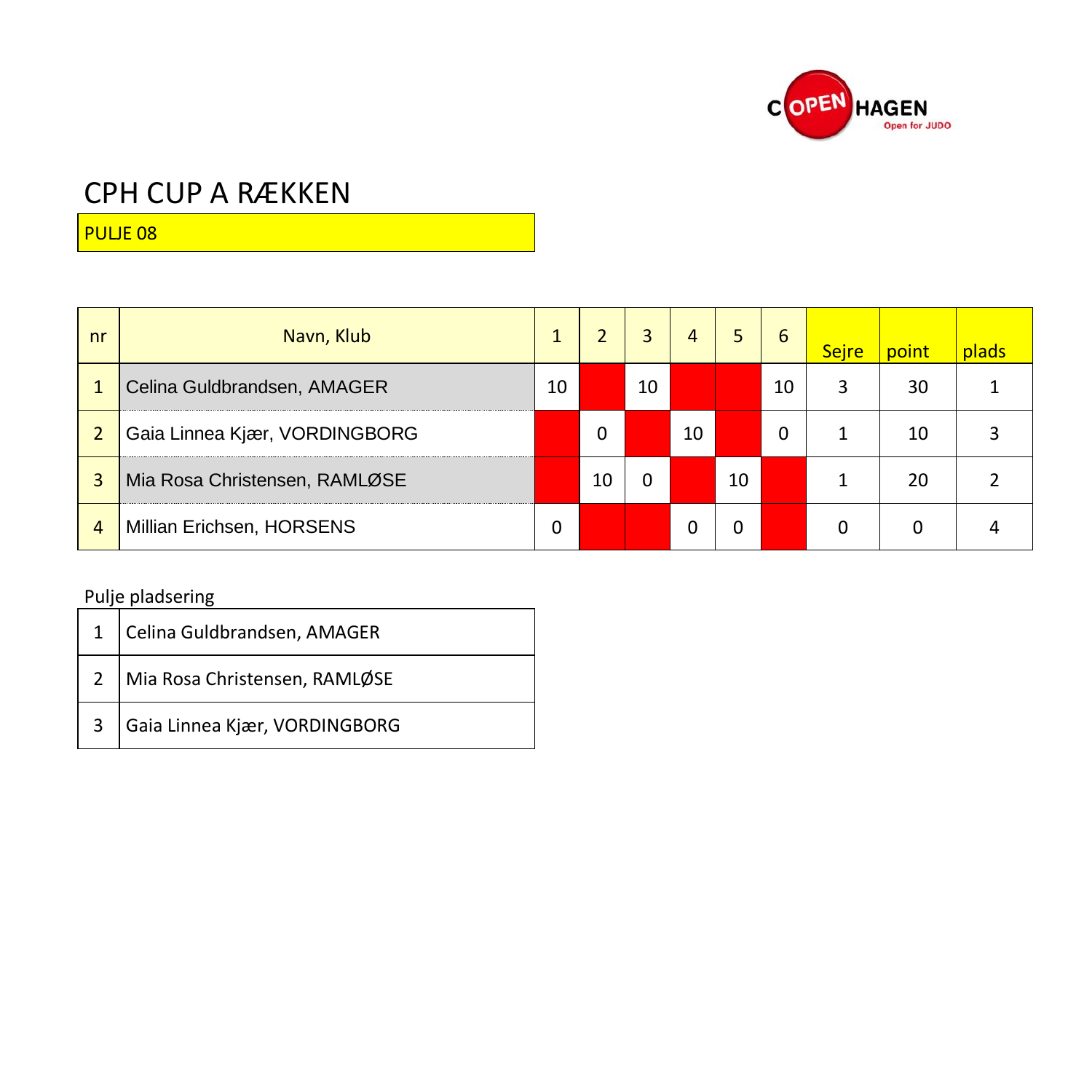# CPH CUP A RÆKKEN

PULJE 08

| nr | Navn, Klub | 1 | 2 | 3 | 4 | 5 | 6 | Sejre | point | plads |
|---|---|---|---|---|---|---|---|---|---|---|
| 1 | Celina Guldbrandsen, AMAGER | 10 | | 10 | | | 10 | 3 | 30 | 1 |
| 2 | Gaia Linnea Kjær, VORDINGBORG | | 0 | | 10 | | 0 | 1 | 10 | 3 |
| 3 | Mia Rosa Christensen, RAMLØSE | | 10 | 0 | | 10 | | 1 | 20 | 2 |
| 4 | Millian Erichsen, HORSENS | 0 | | | 0 | 0 | | 0 | 0 | 4 |

Pulje pladsering

| | |
|---|---|
| 1 | Celina Guldbrandsen, AMAGER |
| 2 | Mia Rosa Christensen, RAMLØSE |
| 3 | Gaia Linnea Kjær, VORDINGBORG |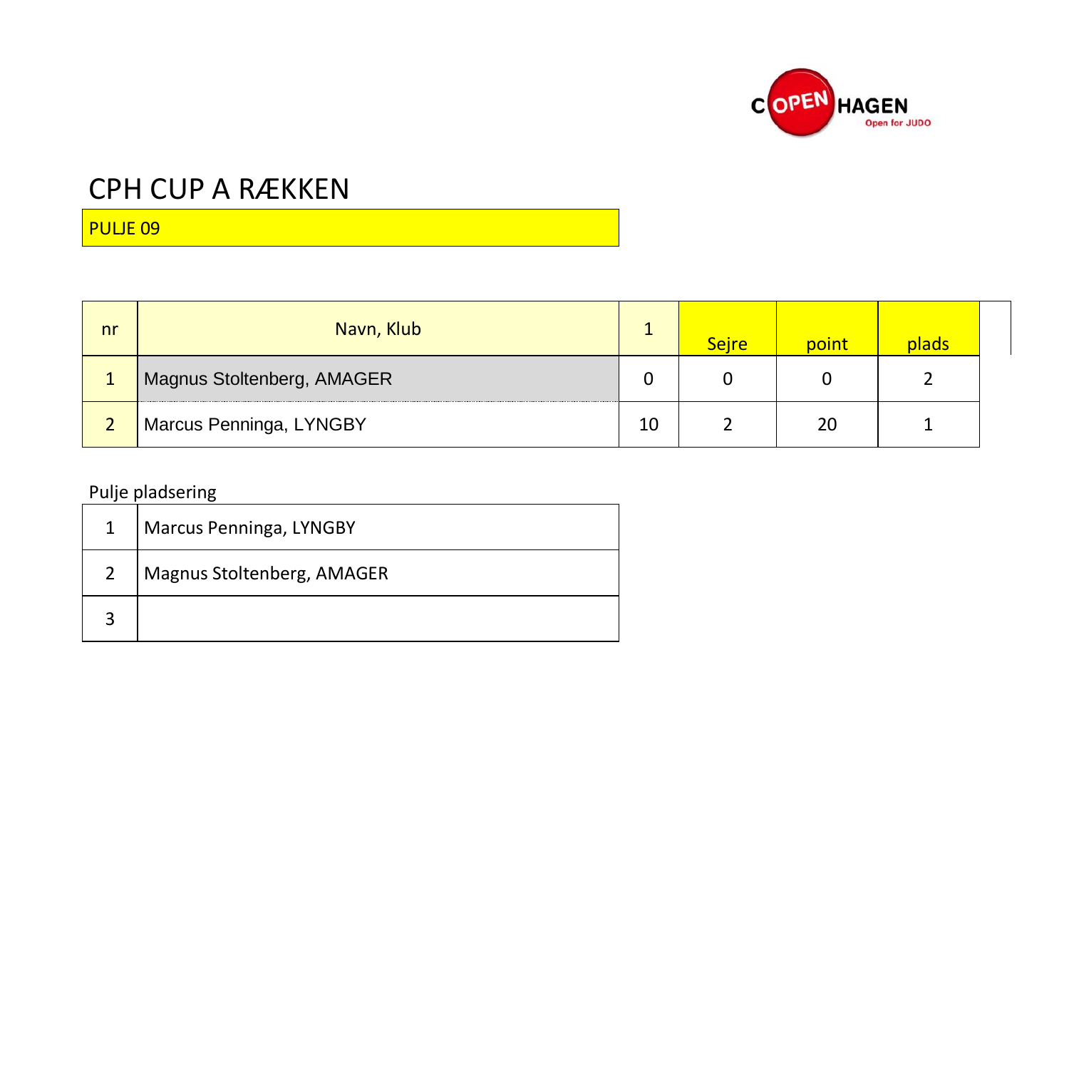# CPH CUP A RÆKKEN

PULJE 09

| nr | Navn, Klub | 1 | Sejre | point | plads |
|---|---|---|---|---|---|
| 1 | Magnus Stoltenberg, AMAGER | 0 | 0 | 0 | 2 |
| 2 | Marcus Penninga, LYNGBY | 10 | 2 | 20 | 1 |

Pulje pladsering

| | |
|---|---|
| 1 | Marcus Penninga, LYNGBY |
| 2 | Magnus Stoltenberg, AMAGER |
| 3 | |